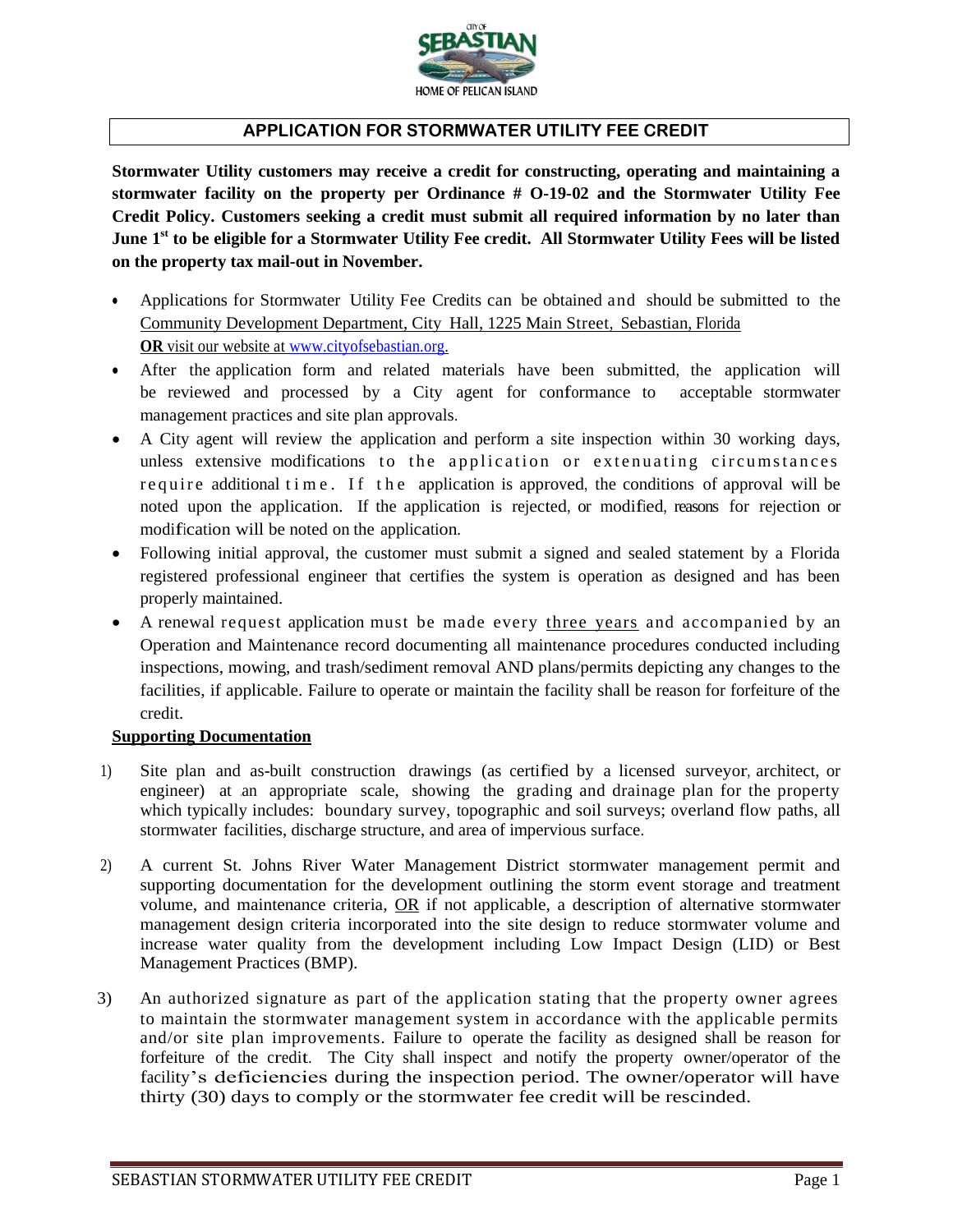# APPLICATION FOR STORMWATER UTILITY FEE CREDIT

**Stormwater Utility customers may receive a credit for constructing, operating and maintaining a stormwater facility on the property per Ordinance # O-19-02 and the Stormwater Utility Fee Credit Policy. Customers seeking a credit must submit all required information by no later than June 1st to be eligible for a Stormwater Utility Fee credit. All Stormwater Utility Fees will be listed on the property tax mail-out in November.**

- Applications for Stormwater Utility Fee Credits can be obtained and should be submitted to the Community Development Department, City Hall, 1225 Main Street, Sebastian, Florida **OR** visit our website at www.cityofsebastian.org.
- After the application form and related materials have been submitted, the application will be reviewed and processed by a City agent for conformance to acceptable stormwater management practices and site plan approvals.
- A City agent will review the application and perform a site inspection within 30 working days, unless extensive modifications to the application or extenuating circumstances require additional time. If the application is approved, the conditions of approval will be noted upon the application. If the application is rejected, or modified, reasons for rejection or modification will be noted on the application.
- Following initial approval, the customer must submit a signed and sealed statement by a Florida registered professional engineer that certifies the system is operation as designed and has been properly maintained.
- A renewal request application must be made every three years and accompanied by an Operation and Maintenance record documenting all maintenance procedures conducted including inspections, mowing, and trash/sediment removal AND plans/permits depicting any changes to the facilities, if applicable. Failure to operate or maintain the facility shall be reason for forfeiture of the credit.

**Supporting Documentation**

1) Site plan and as-built construction drawings (as certified by a licensed surveyor, architect, or engineer) at an appropriate scale, showing the grading and drainage plan for the property which typically includes: boundary survey, topographic and soil surveys; overland flow paths, all stormwater facilities, discharge structure, and area of impervious surface.

2) A current St. Johns River Water Management District stormwater management permit and supporting documentation for the development outlining the storm event storage and treatment volume, and maintenance criteria, OR if not applicable, a description of alternative stormwater management design criteria incorporated into the site design to reduce stormwater volume and increase water quality from the development including Low Impact Design (LID) or Best Management Practices (BMP).

3) An authorized signature as part of the application stating that the property owner agrees to maintain the stormwater management system in accordance with the applicable permits and/or site plan improvements. Failure to operate the facility as designed shall be reason for forfeiture of the credit. The City shall inspect and notify the property owner/operator of the facility's deficiencies during the inspection period. The owner/operator will have thirty (30) days to comply or the stormwater fee credit will be rescinded.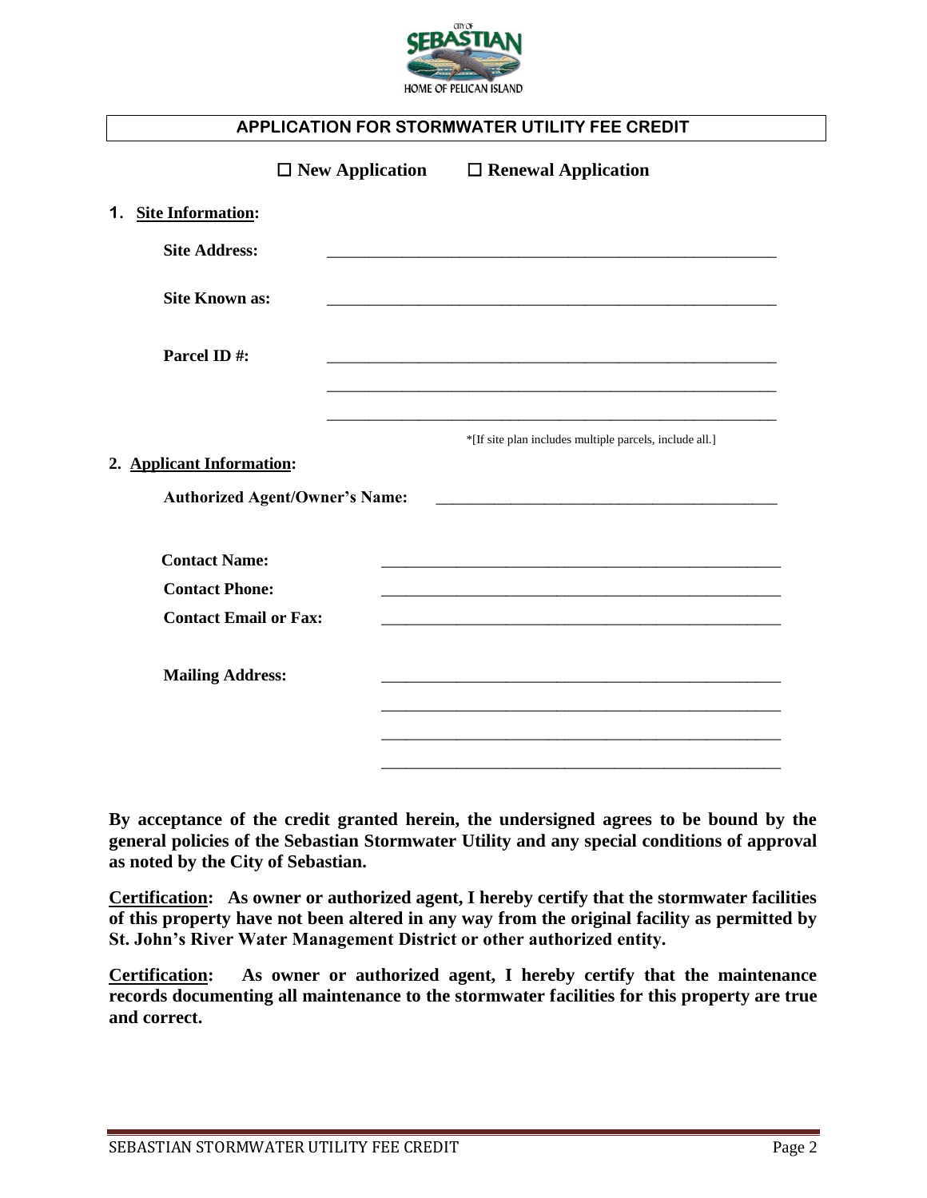## APPLICATION FOR STORMWATER UTILITY FEE CREDIT

☐ **New Application** ☐ **Renewal Application**

**1. Site Information:**

**Site Address:** ______________________________________________

**Site Known as:** ______________________________________________

**Parcel ID #:** ______________________________________________

______________________________________________

______________________________________________

*[If site plan includes multiple parcels, include all.]

**2. Applicant Information:**

**Authorized Agent/Owner's Name:** ______________________________________________

**Contact Name:** ______________________________________________

**Contact Phone:** ______________________________________________

**Contact Email or Fax:** ______________________________________________

**Mailing Address:** ______________________________________________

______________________________________________

______________________________________________

______________________________________________

**By acceptance of the credit granted herein, the undersigned agrees to be bound by the general policies of the Sebastian Stormwater Utility and any special conditions of approval as noted by the City of Sebastian.**

**Certification: As owner or authorized agent, I hereby certify that the stormwater facilities of this property have not been altered in any way from the original facility as permitted by St. John's River Water Management District or other authorized entity.**

**Certification: As owner or authorized agent, I hereby certify that the maintenance records documenting all maintenance to the stormwater facilities for this property are true and correct.**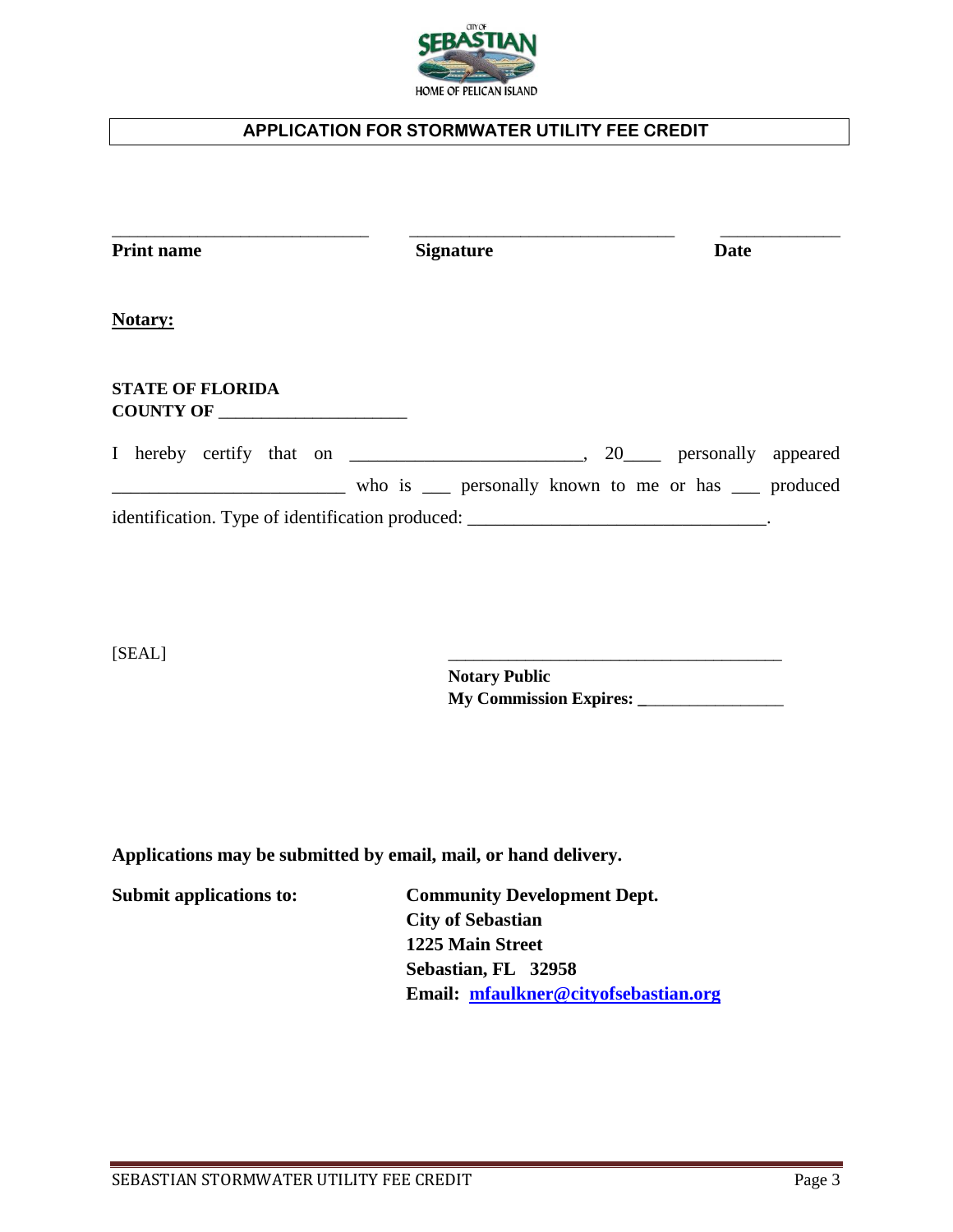## APPLICATION FOR STORMWATER UTILITY FEE CREDIT

_____________________________ _____________________________ _____________

**Print name** **Signature** **Date**

**Notary:**

**STATE OF FLORIDA**
**COUNTY OF** ____________________

I hereby certify that on ______________________, 20____ personally appeared ________________________ who is ___ personally known to me or has ___ produced identification. Type of identification produced: _______________________________.

[SEAL]

_____________________________________
**Notary Public**
**My Commission Expires:** ________________

**Applications may be submitted by email, mail, or hand delivery.**

**Submit applications to:**

**Community Development Dept.**
**City of Sebastian**
**1225 Main Street**
**Sebastian, FL 32958**
**Email: mfaulkner@cityofsebastian.org**